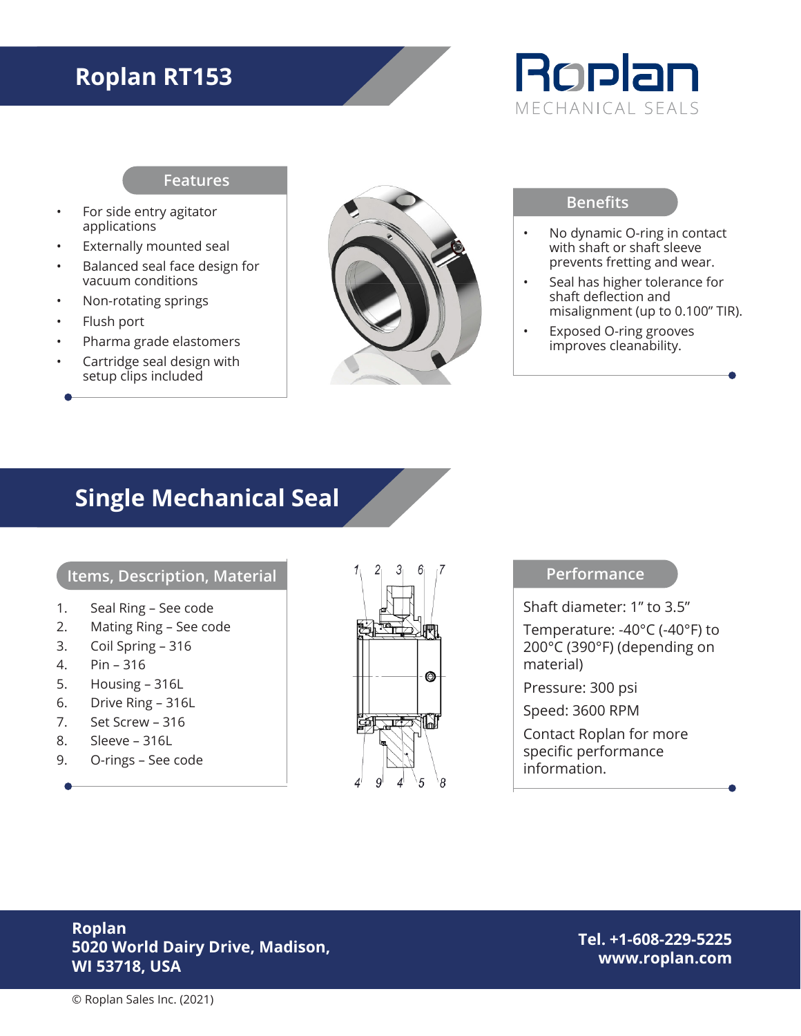# Roplan RT153

Roplan
MECHANICAL SEALS

## Features

- For side entry agitator applications
- Externally mounted seal
- Balanced seal face design for vacuum conditions
- Non-rotating springs
- Flush port
- Pharma grade elastomers
- Cartridge seal design with setup clips included

## Benefits

- No dynamic O-ring in contact with shaft or shaft sleeve prevents fretting and wear.
- Seal has higher tolerance for shaft deflection and misalignment (up to 0.100” TIR).
- Exposed O-ring grooves improves cleanability.

# Single Mechanical Seal

## Items, Description, Material

1. Seal Ring – See code
2. Mating Ring – See code
3. Coil Spring – 316
4. Pin – 316
5. Housing – 316L
6. Drive Ring – 316L
7. Set Screw – 316
8. Sleeve – 316L
9. O-rings – See code

## Performance

Shaft diameter: 1” to 3.5”

Temperature: -40°C (-40°F) to 200°C (390°F) (depending on material)

Pressure: 300 psi

Speed: 3600 RPM

Contact Roplan for more specific performance information.

**Roplan**
**5020 World Dairy Drive, Madison, WI 53718, USA**

**Tel. +1-608-229-5225**
**www.roplan.com**

© Roplan Sales Inc. (2021)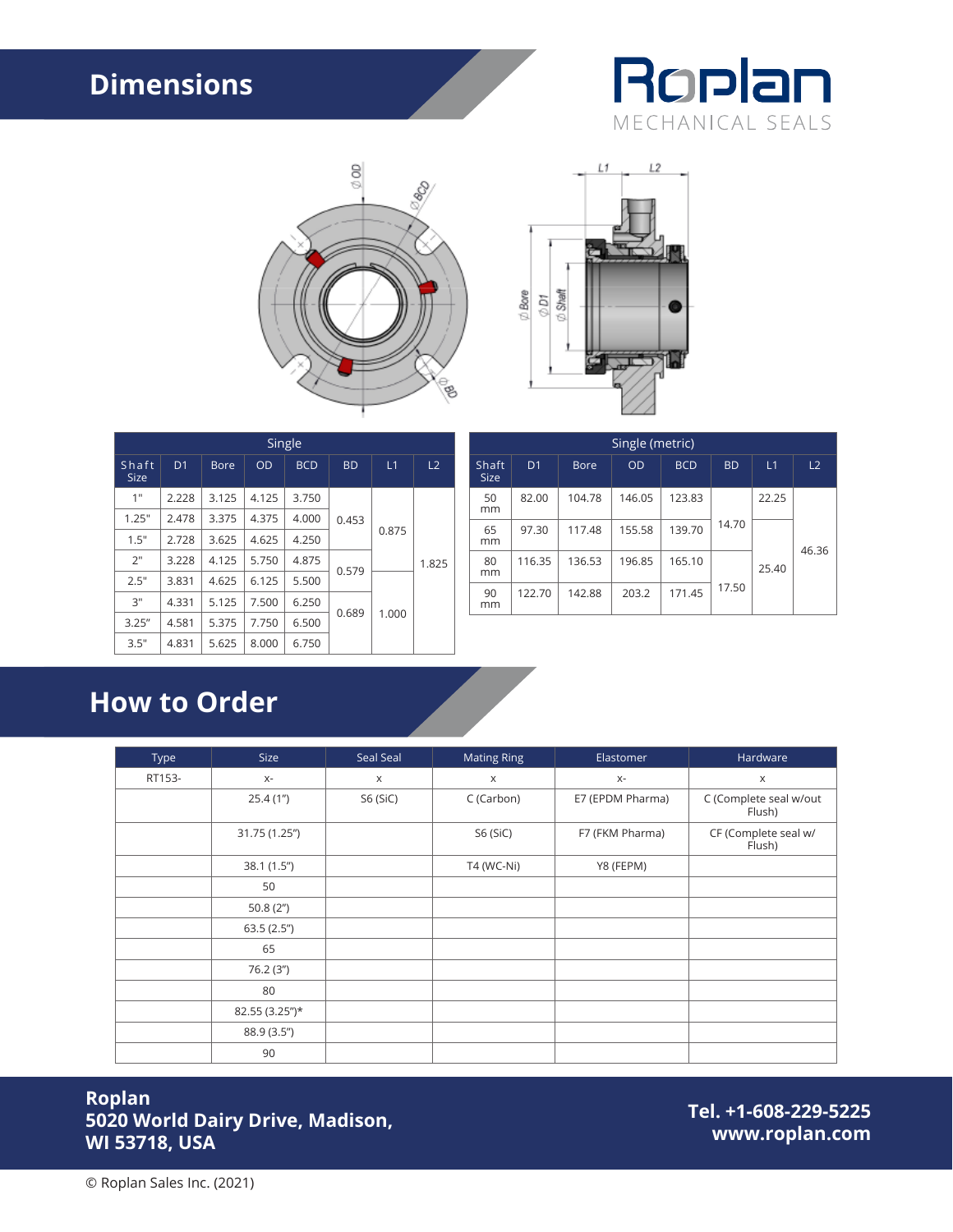# Dimensions

Roplan MECHANICAL SEALS

| Single | | | | | | | |
|---|---|---|---|---|---|---|---|
| Shaft Size | D1 | Bore | OD | BCD | BD | L1 | L2 |
| 1" | 2.228 | 3.125 | 4.125 | 3.750 | 0.453 | 0.875 | 1.825 |
| 1.25" | 2.478 | 3.375 | 4.375 | 4.000 | | | |
| 1.5" | 2.728 | 3.625 | 4.625 | 4.250 | | | |
| 2" | 3.228 | 4.125 | 5.750 | 4.875 | 0.579 | | |
| 2.5" | 3.831 | 4.625 | 6.125 | 5.500 | | 1.000 | |
| 3" | 4.331 | 5.125 | 7.500 | 6.250 | 0.689 | | |
| 3.25" | 4.581 | 5.375 | 7.750 | 6.500 | | | |
| 3.5" | 4.831 | 5.625 | 8.000 | 6.750 | | | |

| Single (metric) | | | | | | | |
|---|---|---|---|---|---|---|---|
| Shaft Size | D1 | Bore | OD | BCD | BD | L1 | L2 |
| 50 mm | 82.00 | 104.78 | 146.05 | 123.83 | 14.70 | 22.25 | 46.36 |
| 65 mm | 97.30 | 117.48 | 155.58 | 139.70 | | 25.40 | |
| 80 mm | 116.35 | 136.53 | 196.85 | 165.10 | 17.50 | | |
| 90 mm | 122.70 | 142.88 | 203.2 | 171.45 | | | |

# How to Order

| Type | Size | Seal Seal | Mating Ring | Elastomer | Hardware |
|---|---|---|---|---|---|
| RT153- | x- | x | x | x- | x |
| | 25.4 (1") | S6 (SiC) | C (Carbon) | E7 (EPDM Pharma) | C (Complete seal w/out Flush) |
| | 31.75 (1.25") | | S6 (SiC) | F7 (FKM Pharma) | CF (Complete seal w/ Flush) |
| | 38.1 (1.5") | | T4 (WC-Ni) | Y8 (FEPM) | |
| | 50 | | | | |
| | 50.8 (2") | | | | |
| | 63.5 (2.5") | | | | |
| | 65 | | | | |
| | 76.2 (3") | | | | |
| | 80 | | | | |
| | 82.55 (3.25")* | | | | |
| | 88.9 (3.5") | | | | |
| | 90 | | | | |

**Roplan**
**5020 World Dairy Drive, Madison,**
**WI 53718, USA**

**Tel. +1-608-229-5225**
**www.roplan.com**

© Roplan Sales Inc. (2021)